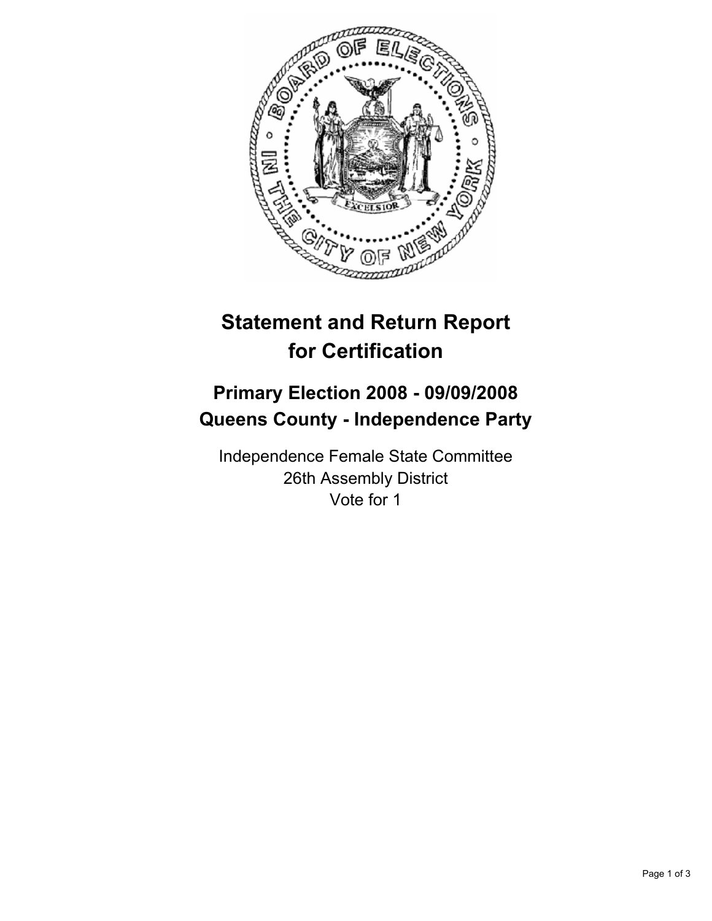# Statement and Return Report for Certification

## Primary Election 2008 - 09/09/2008
## Queens County - Independence Party

Independence Female State Committee
26th Assembly District
Vote for 1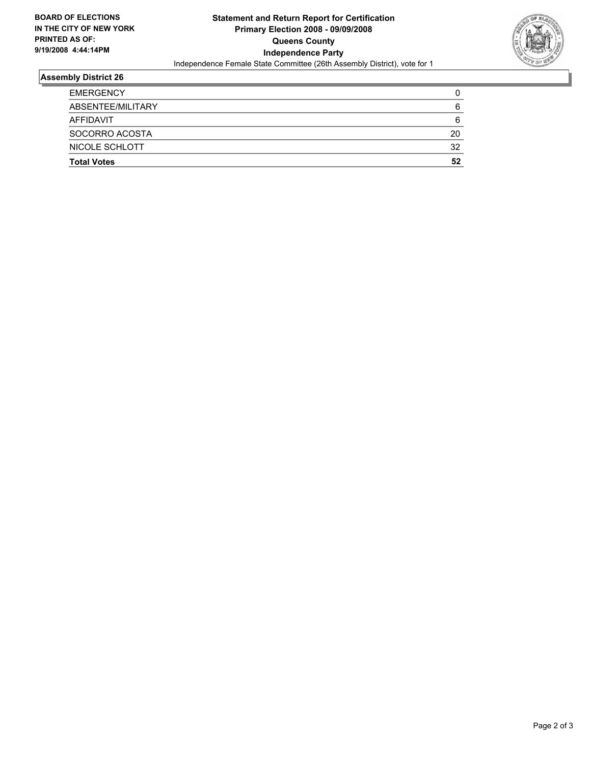**BOARD OF ELECTIONS IN THE CITY OF NEW YORK PRINTED AS OF: 9/19/2008 4:44:14PM**

# Statement and Return Report for Certification
## Primary Election 2008 - 09/09/2008
## Queens County
## Independence Party

Independence Female State Committee (26th Assembly District), vote for 1

### Assembly District 26

| | |
|---|---|
| EMERGENCY | 0 |
| ABSENTEE/MILITARY | 6 |
| AFFIDAVIT | 6 |
| SOCORRO ACOSTA | 20 |
| NICOLE SCHLOTT | 32 |
| **Total Votes** | **52** |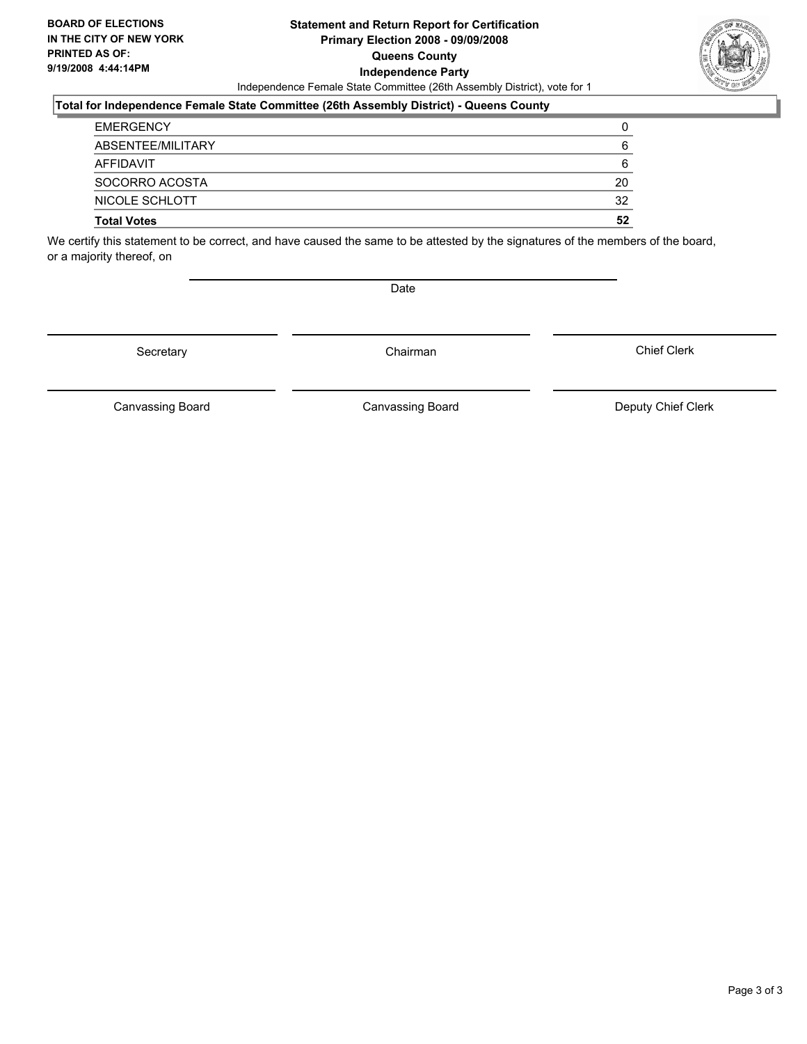**BOARD OF ELECTIONS IN THE CITY OF NEW YORK PRINTED AS OF: 9/19/2008 4:44:14PM**

**Statement and Return Report for Certification**
**Primary Election 2008 - 09/09/2008**
**Queens County**
**Independence Party**

Independence Female State Committee (26th Assembly District), vote for 1

**Total for Independence Female State Committee (26th Assembly District) - Queens County**

| | |
|---|---|
| EMERGENCY | 0 |
| ABSENTEE/MILITARY | 6 |
| AFFIDAVIT | 6 |
| SOCORRO ACOSTA | 20 |
| NICOLE SCHLOTT | 32 |
| **Total Votes** | **52** |

We certify this statement to be correct, and have caused the same to be attested by the signatures of the members of the board, or a majority thereof, on

Date

Secretary

Chairman

Chief Clerk

Canvassing Board

Canvassing Board

Deputy Chief Clerk